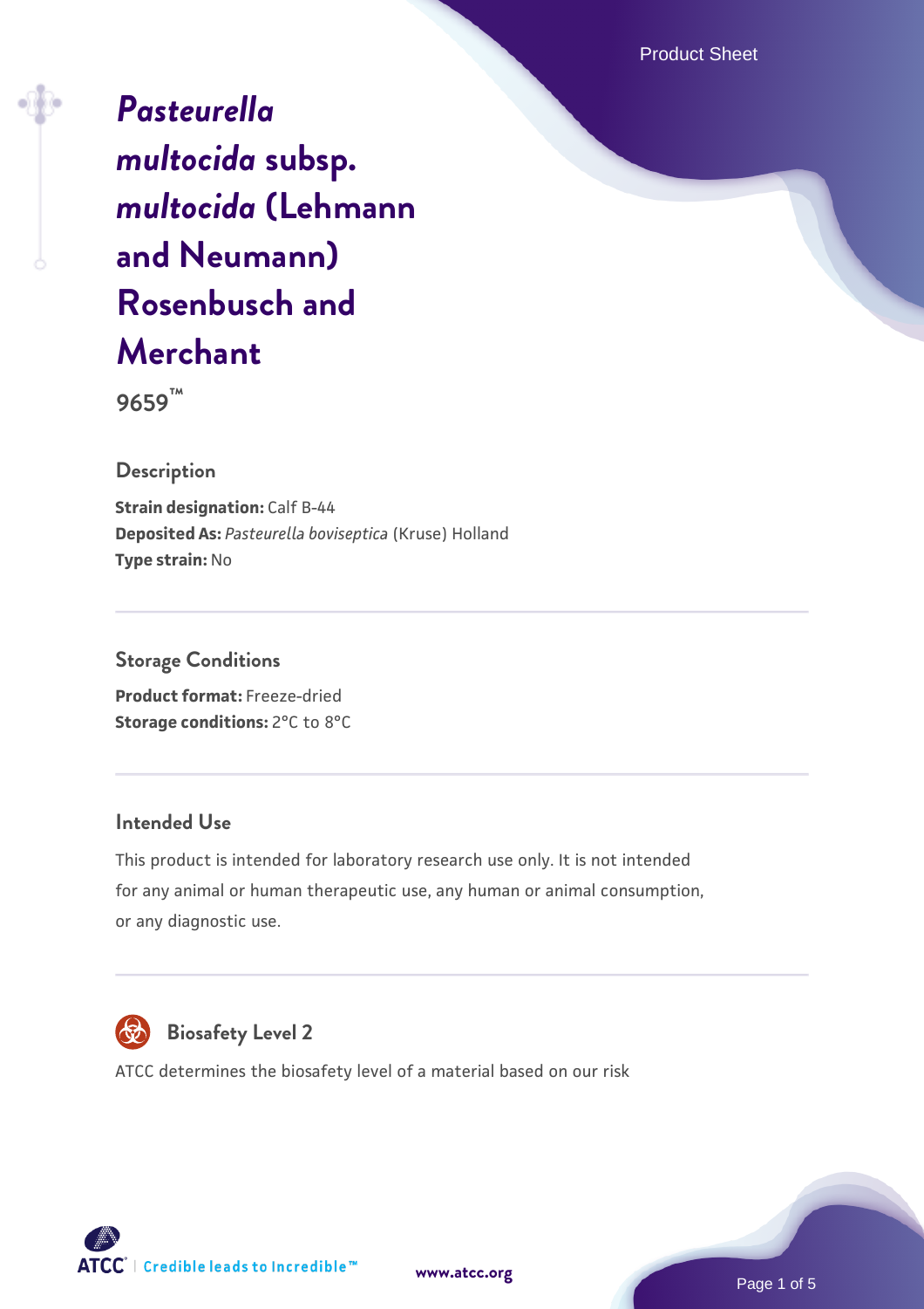# *Pasteurella multocida* subsp. *multocida* (Lehmann and Neumann) Rosenbusch and Merchant

**9659™**

## Description

**Strain designation:** Calf B-44
**Deposited As:** *Pasteurella boviseptica* (Kruse) Holland
**Type strain:** No

## Storage Conditions

**Product format:** Freeze-dried
**Storage conditions:** 2°C to 8°C

## Intended Use

This product is intended for laboratory research use only. It is not intended for any animal or human therapeutic use, any human or animal consumption, or any diagnostic use.

## Biosafety Level 2

ATCC determines the biosafety level of a material based on our risk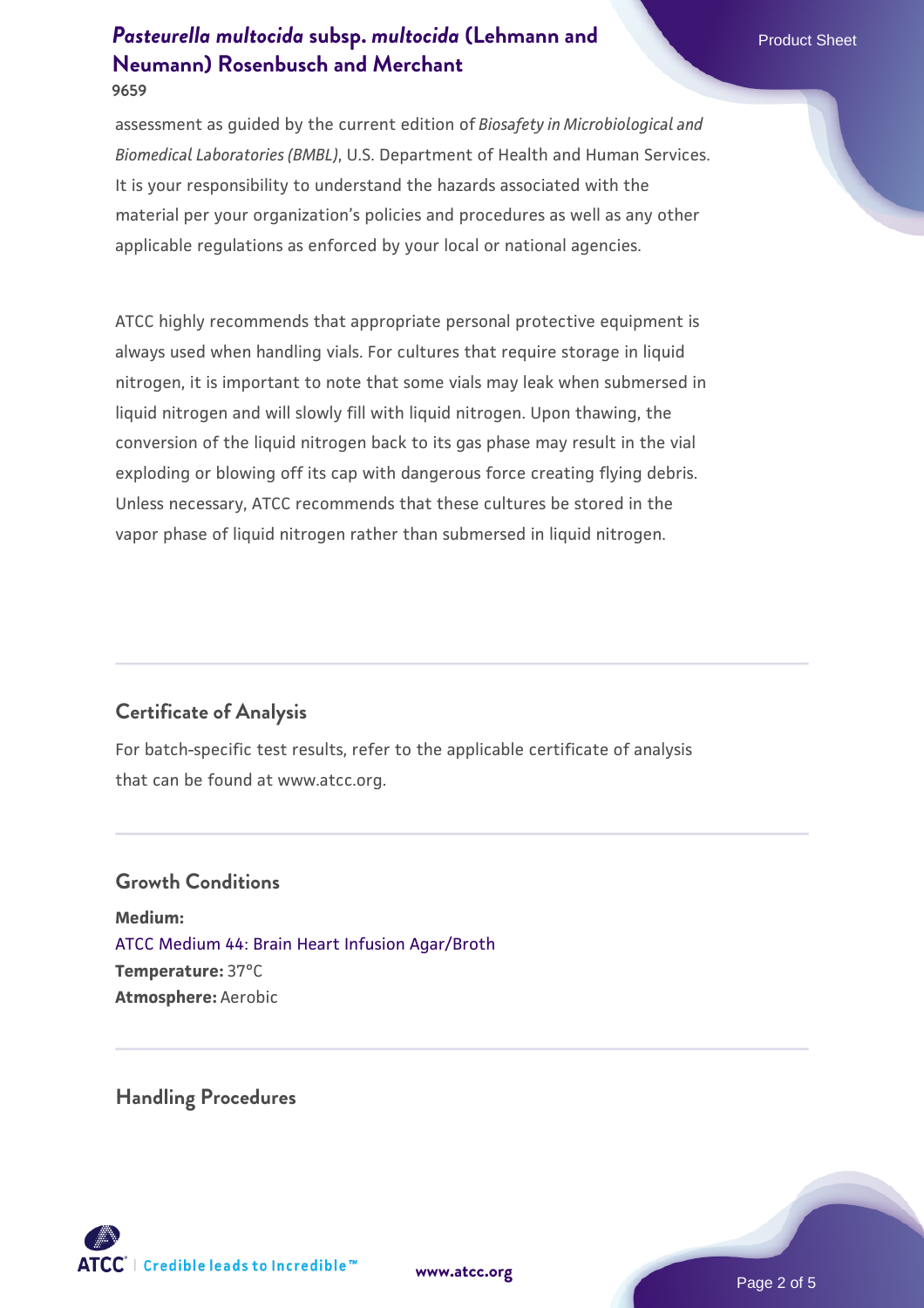assessment as guided by the current edition of *Biosafety in Microbiological and Biomedical Laboratories (BMBL)*, U.S. Department of Health and Human Services. It is your responsibility to understand the hazards associated with the material per your organization's policies and procedures as well as any other applicable regulations as enforced by your local or national agencies.

ATCC highly recommends that appropriate personal protective equipment is always used when handling vials. For cultures that require storage in liquid nitrogen, it is important to note that some vials may leak when submersed in liquid nitrogen and will slowly fill with liquid nitrogen. Upon thawing, the conversion of the liquid nitrogen back to its gas phase may result in the vial exploding or blowing off its cap with dangerous force creating flying debris. Unless necessary, ATCC recommends that these cultures be stored in the vapor phase of liquid nitrogen rather than submersed in liquid nitrogen.

## Certificate of Analysis

For batch-specific test results, refer to the applicable certificate of analysis that can be found at www.atcc.org.

## Growth Conditions

**Medium:**
ATCC Medium 44: Brain Heart Infusion Agar/Broth
**Temperature:** 37°C
**Atmosphere:** Aerobic

## Handling Procedures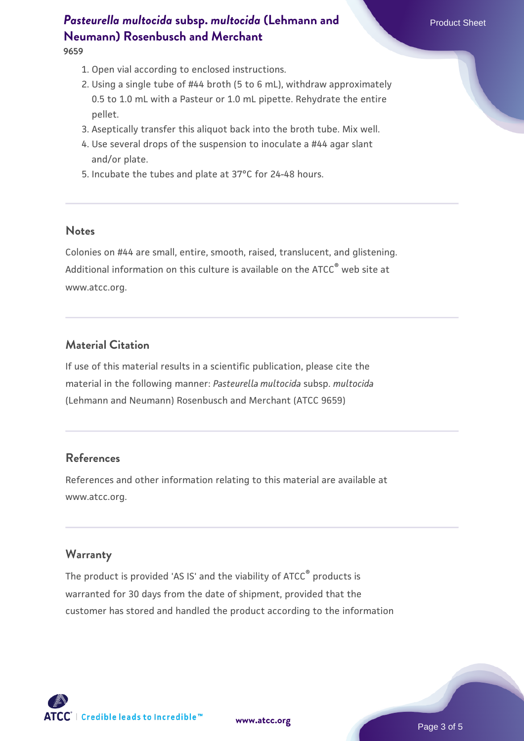1. Open vial according to enclosed instructions.
2. Using a single tube of #44 broth (5 to 6 mL), withdraw approximately 0.5 to 1.0 mL with a Pasteur or 1.0 mL pipette. Rehydrate the entire pellet.
3. Aseptically transfer this aliquot back into the broth tube. Mix well.
4. Use several drops of the suspension to inoculate a #44 agar slant and/or plate.
5. Incubate the tubes and plate at 37°C for 24-48 hours.

### Notes

Colonies on #44 are small, entire, smooth, raised, translucent, and glistening. Additional information on this culture is available on the ATCC® web site at www.atcc.org.

### Material Citation

If use of this material results in a scientific publication, please cite the material in the following manner: *Pasteurella multocida* subsp. *multocida* (Lehmann and Neumann) Rosenbusch and Merchant (ATCC 9659)

### References

References and other information relating to this material are available at www.atcc.org.

### Warranty

The product is provided 'AS IS' and the viability of ATCC® products is warranted for 30 days from the date of shipment, provided that the customer has stored and handled the product according to the information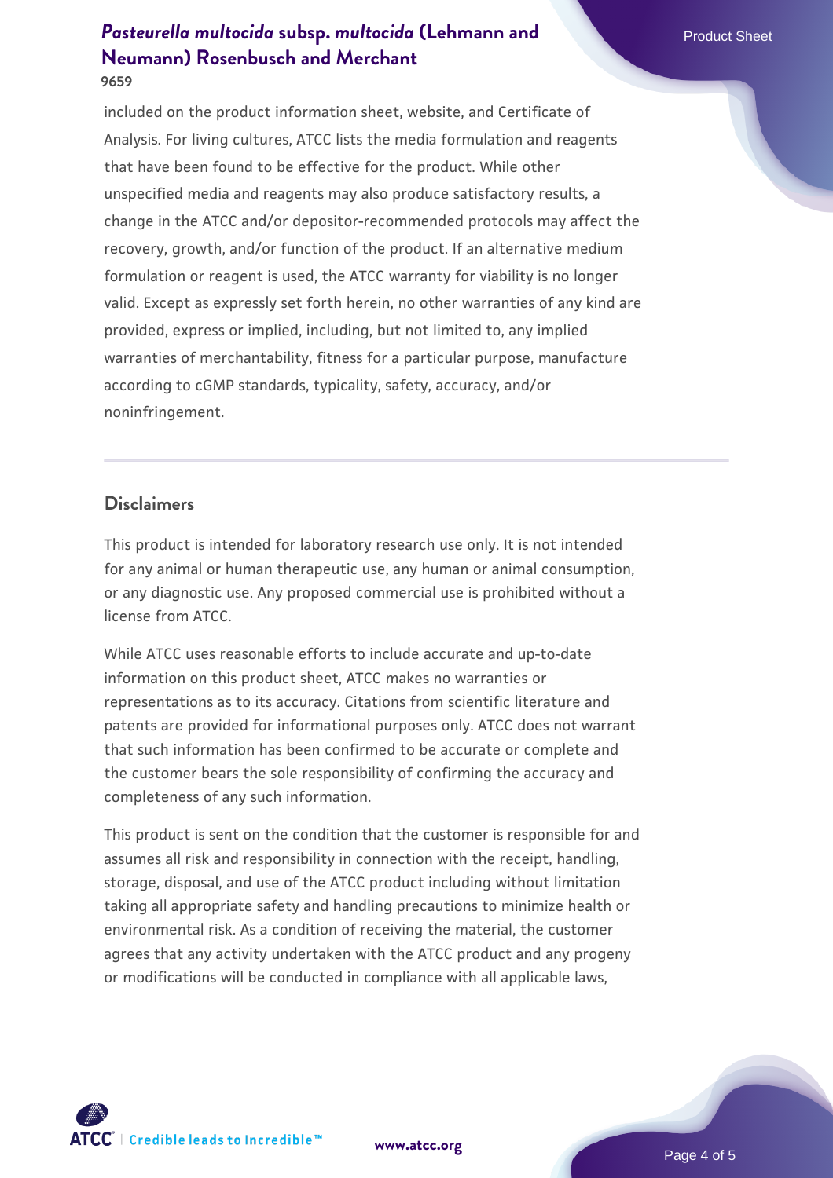included on the product information sheet, website, and Certificate of Analysis. For living cultures, ATCC lists the media formulation and reagents that have been found to be effective for the product. While other unspecified media and reagents may also produce satisfactory results, a change in the ATCC and/or depositor-recommended protocols may affect the recovery, growth, and/or function of the product. If an alternative medium formulation or reagent is used, the ATCC warranty for viability is no longer valid. Except as expressly set forth herein, no other warranties of any kind are provided, express or implied, including, but not limited to, any implied warranties of merchantability, fitness for a particular purpose, manufacture according to cGMP standards, typicality, safety, accuracy, and/or noninfringement.

## Disclaimers

This product is intended for laboratory research use only. It is not intended for any animal or human therapeutic use, any human or animal consumption, or any diagnostic use. Any proposed commercial use is prohibited without a license from ATCC.

While ATCC uses reasonable efforts to include accurate and up-to-date information on this product sheet, ATCC makes no warranties or representations as to its accuracy. Citations from scientific literature and patents are provided for informational purposes only. ATCC does not warrant that such information has been confirmed to be accurate or complete and the customer bears the sole responsibility of confirming the accuracy and completeness of any such information.

This product is sent on the condition that the customer is responsible for and assumes all risk and responsibility in connection with the receipt, handling, storage, disposal, and use of the ATCC product including without limitation taking all appropriate safety and handling precautions to minimize health or environmental risk. As a condition of receiving the material, the customer agrees that any activity undertaken with the ATCC product and any progeny or modifications will be conducted in compliance with all applicable laws,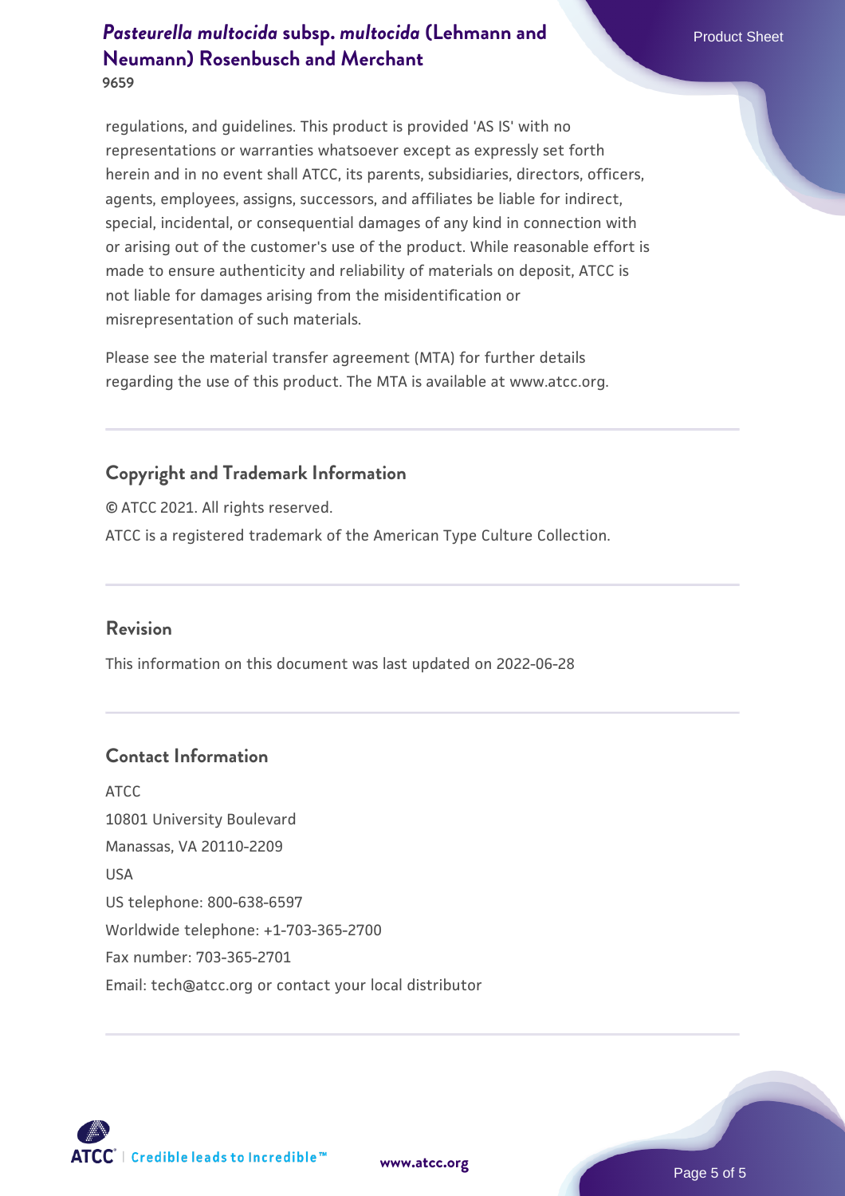regulations, and guidelines. This product is provided 'AS IS' with no representations or warranties whatsoever except as expressly set forth herein and in no event shall ATCC, its parents, subsidiaries, directors, officers, agents, employees, assigns, successors, and affiliates be liable for indirect, special, incidental, or consequential damages of any kind in connection with or arising out of the customer's use of the product. While reasonable effort is made to ensure authenticity and reliability of materials on deposit, ATCC is not liable for damages arising from the misidentification or misrepresentation of such materials.

Please see the material transfer agreement (MTA) for further details regarding the use of this product. The MTA is available at www.atcc.org.

## Copyright and Trademark Information

© ATCC 2021. All rights reserved.

ATCC is a registered trademark of the American Type Culture Collection.

## Revision

This information on this document was last updated on 2022-06-28

## Contact Information

ATCC
10801 University Boulevard
Manassas, VA 20110-2209
USA
US telephone: 800-638-6597
Worldwide telephone: +1-703-365-2700
Fax number: 703-365-2701
Email: tech@atcc.org or contact your local distributor